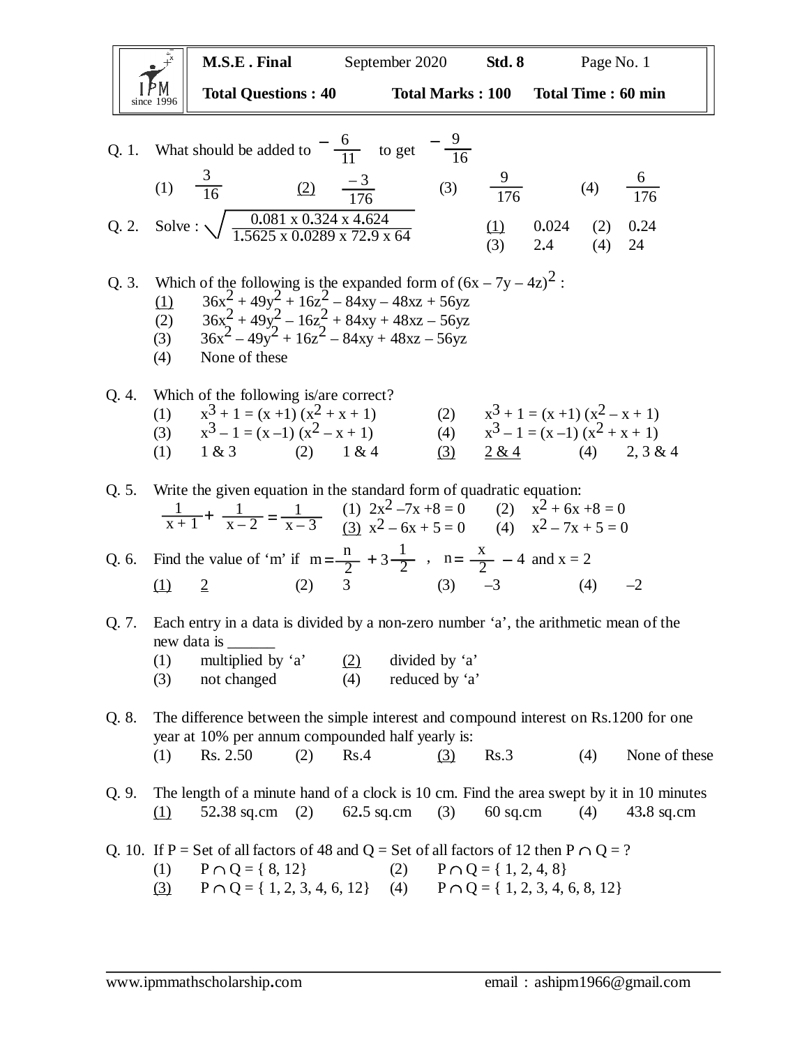| IPM since 1996 | **M.S.E . Final** | September 2020 | **Std. 8** | Page No. 1 |
|---|---|---|---|---|
| | **Total Questions : 40** | **Total Marks : 100** | **Total Time : 60 min** | |

Q. 1. What should be added to $-\frac{6}{11}$ to get $-\frac{9}{16}$

(1) $\frac{3}{16}$ (2) $\frac{-3}{176}$ (3) $\frac{9}{176}$ (4) $\frac{6}{176}$

Q. 2. Solve : $\sqrt{\frac{0.081 \times 0.324 \times 4.624}{1.5625 \times 0.0289 \times 72.9 \times 64}}$

(1) 0.024 (2) 0.24 (3) 2.4 (4) 24

Q. 3. Which of the following is the expanded form of $(6x - 7y - 4z)^2$ :

(1) $36x^2 + 49y^2 + 16z^2 - 84xy - 48xz + 56yz$

(2) $36x^2 + 49y^2 - 16z^2 + 84xy + 48xz - 56yz$

(3) $36x^2 - 49y^2 + 16z^2 - 84xy + 48xz - 56yz$

(4) None of these

Q. 4. Which of the following is/are correct?

(1) $x^3 + 1 = (x + 1)(x^2 + x + 1)$ (2) $x^3 + 1 = (x + 1)(x^2 - x + 1)$

(3) $x^3 - 1 = (x - 1)(x^2 - x + 1)$ (4) $x^3 - 1 = (x - 1)(x^2 + x + 1)$

(1) 1 & 3 (2) 1 & 4 (3) 2 & 4 (4) 2, 3 & 4

Q. 5. Write the given equation in the standard form of quadratic equation:

$\frac{1}{x+1} + \frac{1}{x-2} = \frac{1}{x-3}$

(1) $2x^2 - 7x + 8 = 0$ (2) $x^2 + 6x + 8 = 0$

(3) $x^2 - 6x + 5 = 0$ (4) $x^2 - 7x + 5 = 0$

Q. 6. Find the value of 'm' if $m = \frac{n}{2} + 3\frac{1}{2}$ , $n = \frac{x}{2} - 4$ and $x = 2$

(1) 2 (2) 3 (3) $-3$ (4) $-2$

Q. 7. Each entry in a data is divided by a non-zero number 'a', the arithmetic mean of the new data is ______

(1) multiplied by 'a' (2) divided by 'a'

(3) not changed (4) reduced by 'a'

Q. 8. The difference between the simple interest and compound interest on Rs.1200 for one year at 10% per annum compounded half yearly is:

(1) Rs. 2.50 (2) Rs.4 (3) Rs.3 (4) None of these

Q. 9. The length of a minute hand of a clock is 10 cm. Find the area swept by it in 10 minutes

(1) 52.38 sq.cm (2) 62.5 sq.cm (3) 60 sq.cm (4) 43.8 sq.cm

Q. 10. If P = Set of all factors of 48 and Q = Set of all factors of 12 then $P \cap Q$ = ?

(1) $P \cap Q = \{8, 12\}$ (2) $P \cap Q = \{1, 2, 4, 8\}$

(3) $P \cap Q = \{1, 2, 3, 4, 6, 12\}$ (4) $P \cap Q = \{1, 2, 3, 4, 6, 8, 12\}$

www.ipmmathscholarship.com email : ashipm1966@gmail.com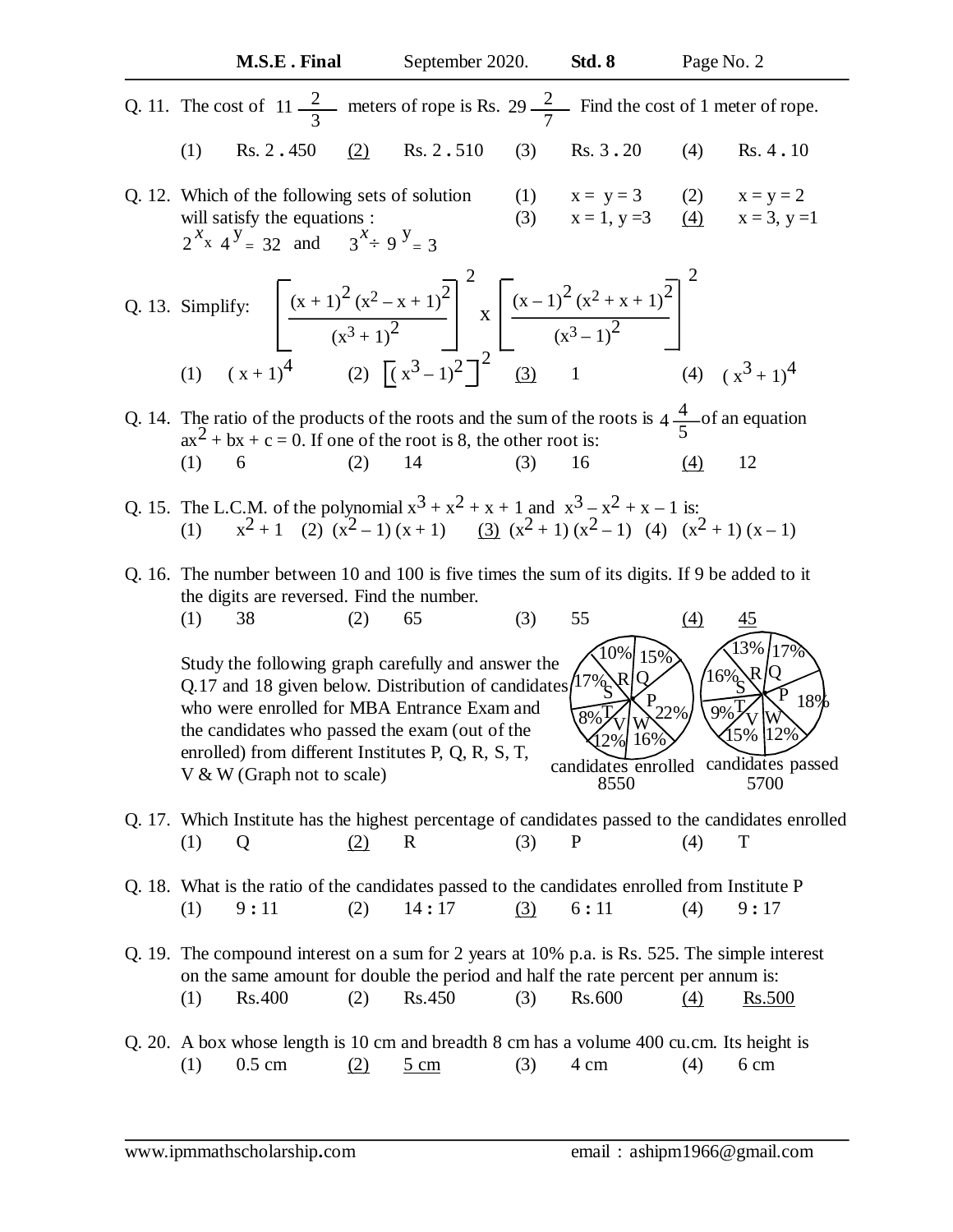Q. 11. The cost of $11\frac{2}{3}$ meters of rope is Rs. $29\frac{2}{7}$ Find the cost of 1 meter of rope.

(1) Rs. 2.450 (2) Rs. 2.510 (3) Rs. 3.20 (4) Rs. 4.10

Q. 12. Which of the following sets of solution will satisfy the equations : $2^x \times 4^y = 32$ and $3^x \div 9^y = 3$

(1) $x = y = 3$ (2) $x = y = 2$ (3) $x = 1, y = 3$ (4) $x = 3, y = 1$

Q. 13. Simplify: $\left[\frac{(x+1)^2 (x^2 - x + 1)^2}{(x^3 + 1)^2}\right]^2 \times \left[\frac{(x-1)^2 (x^2 + x + 1)^2}{(x^3 - 1)^2}\right]^2$

(1) $(x + 1)^4$ (2) $\left[(x^3 - 1)^2\right]^2$ (3) 1 (4) $(x^3 + 1)^4$

Q. 14. The ratio of the products of the roots and the sum of the roots is $4\frac{4}{5}$ of an equation $ax^2 + bx + c = 0$. If one of the root is 8, the other root is:

(1) 6 (2) 14 (3) 16 (4) 12

Q. 15. The L.C.M. of the polynomial $x^3 + x^2 + x + 1$ and $x^3 - x^2 + x - 1$ is:

(1) $x^2 + 1$ (2) $(x^2 - 1)(x + 1)$ (3) $(x^2 + 1)(x^2 - 1)$ (4) $(x^2 + 1)(x - 1)$

Q. 16. The number between 10 and 100 is five times the sum of its digits. If 9 be added to it the digits are reversed. Find the number.

(1) 38 (2) 65 (3) 55 (4) 45

Study the following graph carefully and answer the Q.17 and 18 given below. Distribution of candidates who were enrolled for MBA Entrance Exam and the candidates who passed the exam (out of the enrolled) from different Institutes P, Q, R, S, T, V & W (Graph not to scale)

| Institute | Candidates enrolled (8550) | Candidates passed (5700) |
|---|---|---|
| P | 22% | 18% |
| Q | 15% | 17% |
| R | 10% | 13% |
| S | 17% | 16% |
| T | 8% | 9% |
| V | 12% | 15% |
| W | 16% | 12% |

Q. 17. Which Institute has the highest percentage of candidates passed to the candidates enrolled

(1) Q (2) R (3) P (4) T

Q. 18. What is the ratio of the candidates passed to the candidates enrolled from Institute P

(1) 9 : 11 (2) 14 : 17 (3) 6 : 11 (4) 9 : 17

Q. 19. The compound interest on a sum for 2 years at 10% p.a. is Rs. 525. The simple interest on the same amount for double the period and half the rate percent per annum is:

(1) Rs.400 (2) Rs.450 (3) Rs.600 (4) Rs.500

Q. 20. A box whose length is 10 cm and breadth 8 cm has a volume 400 cu.cm. Its height is

(1) 0.5 cm (2) 5 cm (3) 4 cm (4) 6 cm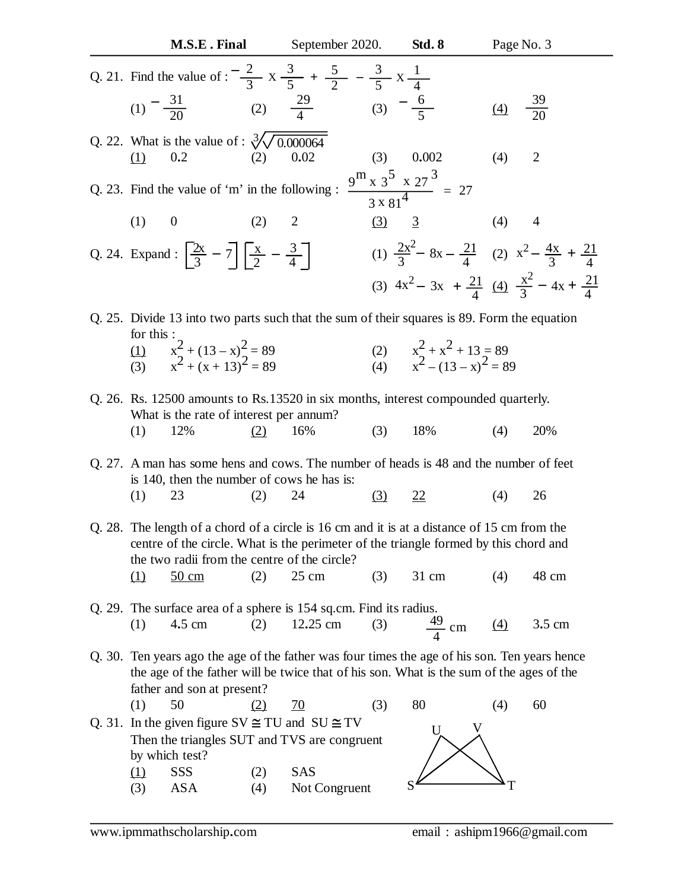Q. 21. Find the value of : $-\frac{2}{3} \times \frac{3}{5} + \frac{5}{2} - \frac{3}{5} \times \frac{1}{4}$

(1) $-\frac{31}{20}$ (2) $\frac{29}{4}$ (3) $-\frac{6}{5}$ (4) $\frac{39}{20}$

Q. 22. What is the value of : $\sqrt[3]{\sqrt{0.000064}}$

(1) 0.2 (2) 0.02 (3) 0.002 (4) 2

Q. 23. Find the value of 'm' in the following : $\frac{9^m \times 3^5 \times 27^3}{3 \times 81^4} = 27$

(1) 0 (2) 2 (3) 3 (4) 4

Q. 24. Expand : $\left[\frac{2x}{3} - 7\right]\left[\frac{x}{2} - \frac{3}{4}\right]$

(1) $\frac{2x^2}{3} - 8x - \frac{21}{4}$ (2) $x^2 - \frac{4x}{3} + \frac{21}{4}$

(3) $4x^2 - 3x + \frac{21}{4}$ (4) $\frac{x^2}{3} - 4x + \frac{21}{4}$

Q. 25. Divide 13 into two parts such that the sum of their squares is 89. Form the equation for this :

(1) $x^2 + (13 - x)^2 = 89$ (2) $x^2 + x^2 + 13 = 89$

(3) $x^2 + (x + 13)^2 = 89$ (4) $x^2 - (13 - x)^2 = 89$

Q. 26. Rs. 12500 amounts to Rs.13520 in six months, interest compounded quarterly. What is the rate of interest per annum?

(1) 12% (2) 16% (3) 18% (4) 20%

Q. 27. A man has some hens and cows. The number of heads is 48 and the number of feet is 140, then the number of cows he has is:

(1) 23 (2) 24 (3) 22 (4) 26

Q. 28. The length of a chord of a circle is 16 cm and it is at a distance of 15 cm from the centre of the circle. What is the perimeter of the triangle formed by this chord and the two radii from the centre of the circle?

(1) 50 cm (2) 25 cm (3) 31 cm (4) 48 cm

Q. 29. The surface area of a sphere is 154 sq.cm. Find its radius.

(1) 4.5 cm (2) 12.25 cm (3) $\frac{49}{4}$ cm (4) 3.5 cm

Q. 30. Ten years ago the age of the father was four times the age of his son. Ten years hence the age of the father will be twice that of his son. What is the sum of the ages of the father and son at present?

(1) 50 (2) 70 (3) 80 (4) 60

Q. 31. In the given figure SV ≅ TU and SU ≅ TV
Then the triangles SUT and TVS are congruent by which test?

(1) SSS (2) SAS
(3) ASA (4) Not Congruent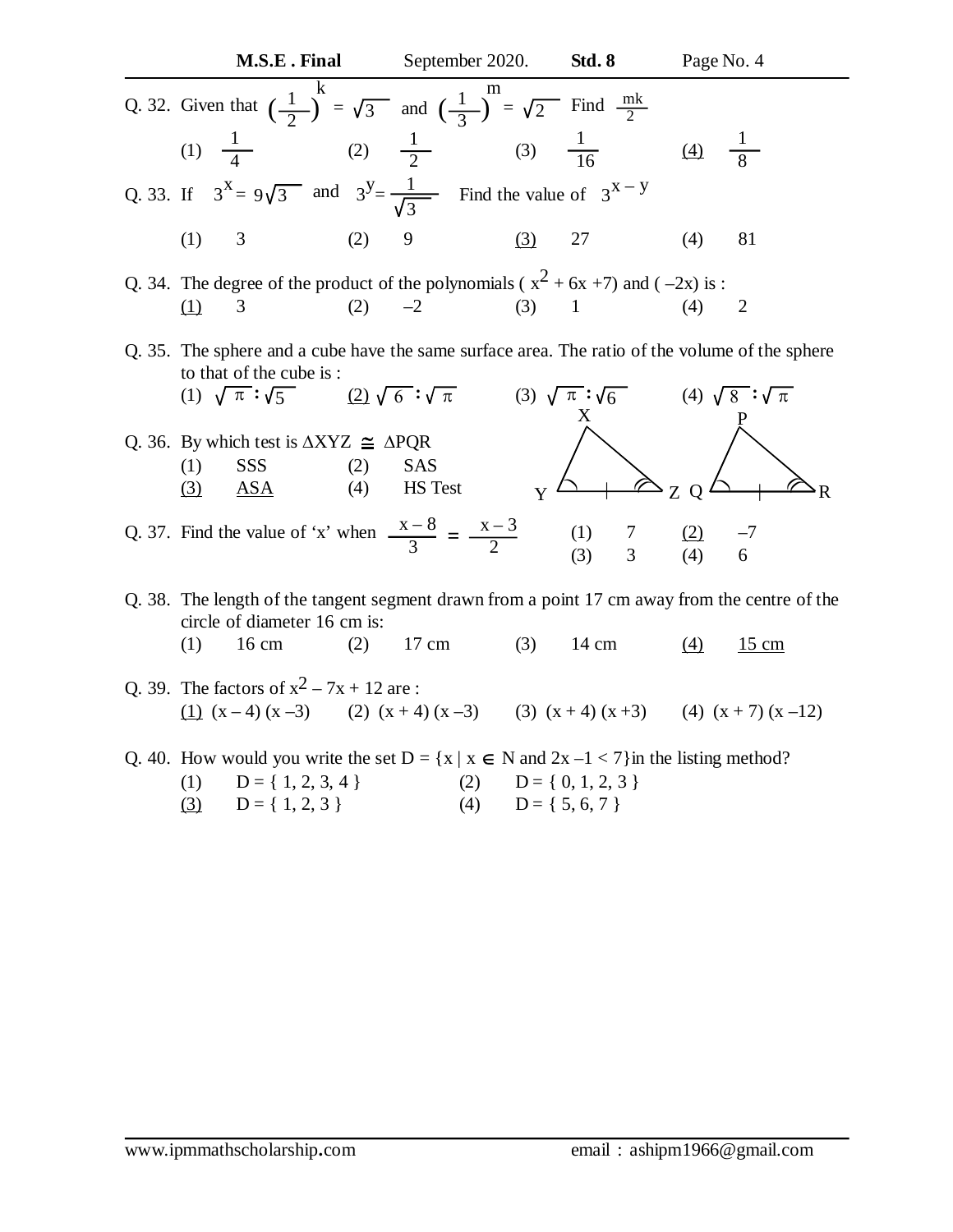Q. 32. Given that $\left(\frac{1}{2}\right)^k = \sqrt{3}$ and $\left(\frac{1}{3}\right)^m = \sqrt{2}$ Find $\frac{mk}{2}$

(1) $\frac{1}{4}$ (2) $\frac{1}{2}$ (3) $\frac{1}{16}$ (4) $\frac{1}{8}$

Q. 33. If $3^x = 9\sqrt{3}$ and $3^y = \frac{1}{\sqrt{3}}$ Find the value of $3^{x-y}$

(1) 3 (2) 9 (3) 27 (4) 81

Q. 34. The degree of the product of the polynomials ( $x^2 + 6x + 7$) and ( $-2x$) is :

(1) 3 (2) $-2$ (3) 1 (4) 2

Q. 35. The sphere and a cube have the same surface area. The ratio of the volume of the sphere to that of the cube is :

(1) $\sqrt{\pi} : \sqrt{5}$ (2) $\sqrt{6} : \sqrt{\pi}$ (3) $\sqrt{\pi} : \sqrt{6}$ (4) $\sqrt{8} : \sqrt{\pi}$

Q. 36. By which test is $\Delta XYZ \cong \Delta PQR$

(1) SSS (2) SAS
(3) ASA (4) HS Test

X, Y, Z, P, Q, R

Q. 37. Find the value of 'x' when $\frac{x-8}{3} = \frac{x-3}{2}$

(1) 7 (2) $-7$
(3) 3 (4) 6

Q. 38. The length of the tangent segment drawn from a point 17 cm away from the centre of the circle of diameter 16 cm is:

(1) 16 cm (2) 17 cm (3) 14 cm (4) 15 cm

Q. 39. The factors of $x^2 - 7x + 12$ are :

(1) $(x-4)(x-3)$ (2) $(x+4)(x-3)$ (3) $(x+4)(x+3)$ (4) $(x+7)(x-12)$

Q. 40. How would you write the set $D = \{x \mid x \in N \text{ and } 2x - 1 < 7\}$ in the listing method?

(1) D = { 1, 2, 3, 4 } (2) D = { 0, 1, 2, 3 }
(3) D = { 1, 2, 3 } (4) D = { 5, 6, 7 }